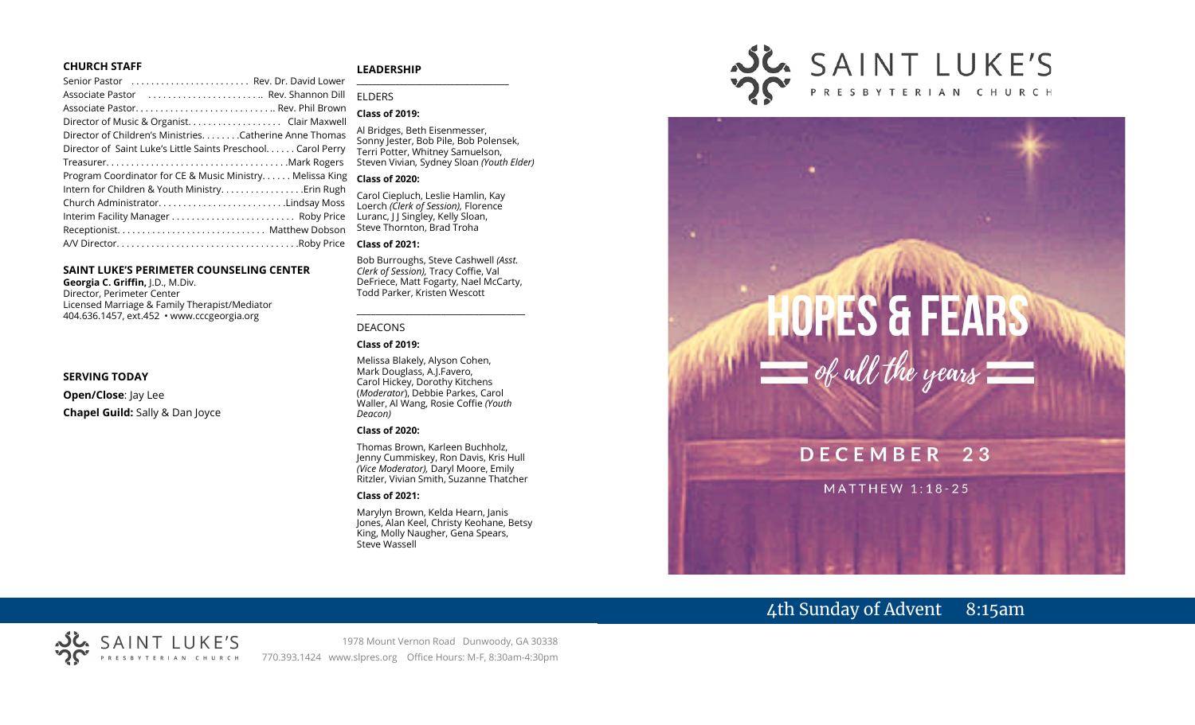### CHURCH STAFF

Senior Pastor ........................ Rev. Dr. David Lower
Associate Pastor ........................ Rev. Shannon Dill
Associate Pastor............................ Rev. Phil Brown
Director of Music & Organist.................. Clair Maxwell
Director of Children's Ministries........Catherine Anne Thomas
Director of Saint Luke's Little Saints Preschool...... Carol Perry
Treasurer....................................Mark Rogers
Program Coordinator for CE & Music Ministry...... Melissa King
Intern for Children & Youth Ministry.................Erin Rugh
Church Administrator..........................Lindsay Moss
Interim Facility Manager........................ Roby Price
Receptionist.............................. Matthew Dobson
A/V Director....................................Roby Price

### SAINT LUKE'S PERIMETER COUNSELING CENTER

**Georgia C. Griffin,** J.D., M.Div.
Director, Perimeter Center
Licensed Marriage & Family Therapist/Mediator
404.636.1457, ext.452 • www.cccgeorgia.org

### SERVING TODAY

**Open/Close**: Jay Lee
**Chapel Guild:** Sally & Dan Joyce

### LEADERSHIP

ELDERS

**Class of 2019:**

Al Bridges, Beth Eisenmesser, Sonny Jester, Bob Pile, Bob Polensek, Terri Potter, Whitney Samuelson, Steven Vivian, Sydney Sloan *(Youth Elder)*

**Class of 2020:**

Carol Ciepluch, Leslie Hamlin, Kay Loerch *(Clerk of Session),* Florence Luranc, J J Singley, Kelly Sloan, Steve Thornton, Brad Troha

**Class of 2021:**

Bob Burroughs, Steve Cashwell *(Asst. Clerk of Session),* Tracy Coffie, Val DeFriece, Matt Fogarty, Nael McCarty, Todd Parker, Kristen Wescott

DEACONS

**Class of 2019:**

Melissa Blakely, Alyson Cohen, Mark Douglass, A.J.Favero, Carol Hickey, Dorothy Kitchens (*Moderator*), Debbie Parkes, Carol Waller, Al Wang, Rosie Coffie *(Youth Deacon)*

**Class of 2020:**

Thomas Brown, Karleen Buchholz, Jenny Cummiskey, Ron Davis, Kris Hull *(Vice Moderator),* Daryl Moore, Emily Ritzler, Vivian Smith, Suzanne Thatcher

**Class of 2021:**

Marylyn Brown, Kelda Hearn, Janis Jones, Alan Keel, Christy Keohane, Betsy King, Molly Naugher, Gena Spears, Steve Wassell

# SAINT LUKE'S
PRESBYTERIAN CHURCH

# HOPES & FEARS
## of all the years

**DECEMBER 23**

MATTHEW 1:18-25

4th Sunday of Advent 8:15am

SAINT LUKE'S PRESBYTERIAN CHURCH
1978 Mount Vernon Road Dunwoody, GA 30338
770.393.1424 www.slpres.org Office Hours: M-F, 8:30am-4:30pm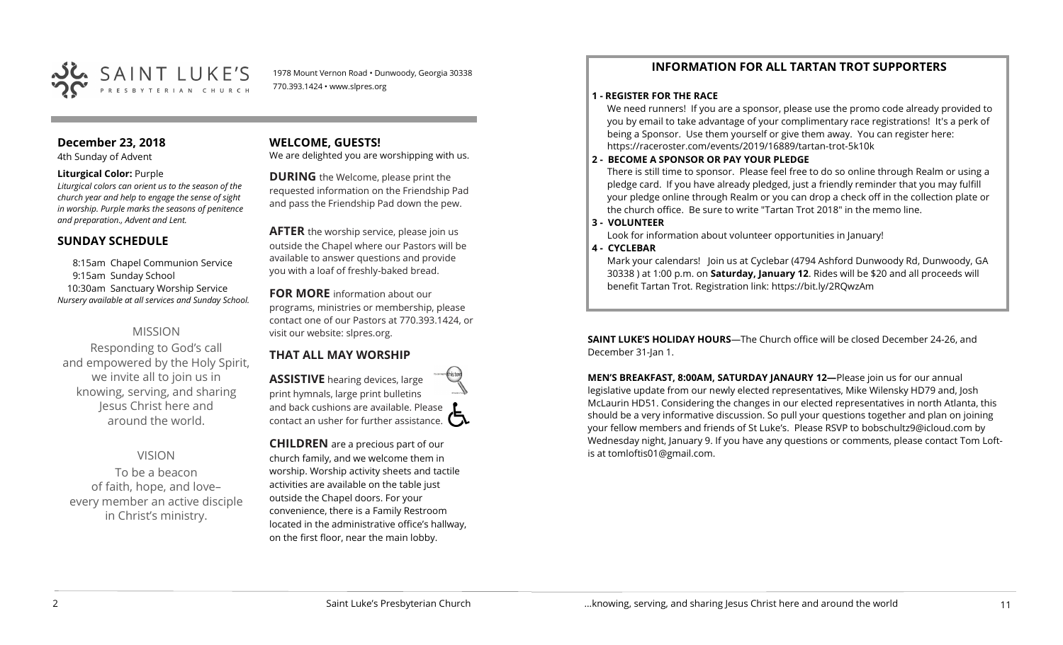SAINT LUKE'S PRESBYTERIAN CHURCH

1978 Mount Vernon Road • Dunwoody, Georgia 30338
770.393.1424 • www.slpres.org

## December 23, 2018

4th Sunday of Advent

**Liturgical Color:** Purple

*Liturgical colors can orient us to the season of the church year and help to engage the sense of sight in worship. Purple marks the seasons of penitence and preparation., Advent and Lent.*

## SUNDAY SCHEDULE

8:15am Chapel Communion Service
9:15am Sunday School
10:30am Sanctuary Worship Service
*Nursery available at all services and Sunday School.*

### MISSION

Responding to God's call and empowered by the Holy Spirit, we invite all to join us in knowing, serving, and sharing Jesus Christ here and around the world.

### VISION

To be a beacon of faith, hope, and love– every member an active disciple in Christ's ministry.

## WELCOME, GUESTS!

We are delighted you are worshipping with us.

**DURING** the Welcome, please print the requested information on the Friendship Pad and pass the Friendship Pad down the pew.

**AFTER** the worship service, please join us outside the Chapel where our Pastors will be available to answer questions and provide you with a loaf of freshly-baked bread.

**FOR MORE** information about our programs, ministries or membership, please contact one of our Pastors at 770.393.1424, or visit our website: slpres.org.

## THAT ALL MAY WORSHIP

**ASSISTIVE** hearing devices, large print hymnals, large print bulletins and back cushions are available. Please contact an usher for further assistance.

**CHILDREN** are a precious part of our church family, and we welcome them in worship. Worship activity sheets and tactile activities are available on the table just outside the Chapel doors. For your convenience, there is a Family Restroom located in the administrative office's hallway, on the first floor, near the main lobby.

## INFORMATION FOR ALL TARTAN TROT SUPPORTERS

**1 - REGISTER FOR THE RACE**

We need runners! If you are a sponsor, please use the promo code already provided to you by email to take advantage of your complimentary race registrations! It's a perk of being a Sponsor. Use them yourself or give them away. You can register here: https://raceroster.com/events/2019/16889/tartan-trot-5k10k

**2 - BECOME A SPONSOR OR PAY YOUR PLEDGE**

There is still time to sponsor. Please feel free to do so online through Realm or using a pledge card. If you have already pledged, just a friendly reminder that you may fulfill your pledge online through Realm or you can drop a check off in the collection plate or the church office. Be sure to write "Tartan Trot 2018" in the memo line.

**3 - VOLUNTEER**

Look for information about volunteer opportunities in January!

**4 - CYCLEBAR**

Mark your calendars! Join us at Cyclebar (4794 Ashford Dunwoody Rd, Dunwoody, GA 30338 ) at 1:00 p.m. on **Saturday, January 12**. Rides will be $20 and all proceeds will benefit Tartan Trot. Registration link: https://bit.ly/2RQwzAm

**SAINT LUKE'S HOLIDAY HOURS**—The Church office will be closed December 24-26, and December 31-Jan 1.

**MEN'S BREAKFAST, 8:00AM, SATURDAY JANAURY 12—**Please join us for our annual legislative update from our newly elected representatives, Mike Wilensky HD79 and, Josh McLaurin HD51. Considering the changes in our elected representatives in north Atlanta, this should be a very informative discussion. So pull your questions together and plan on joining your fellow members and friends of St Luke's. Please RSVP to bobschultz9@icloud.com by Wednesday night, January 9. If you have any questions or comments, please contact Tom Loftis at tomloftis01@gmail.com.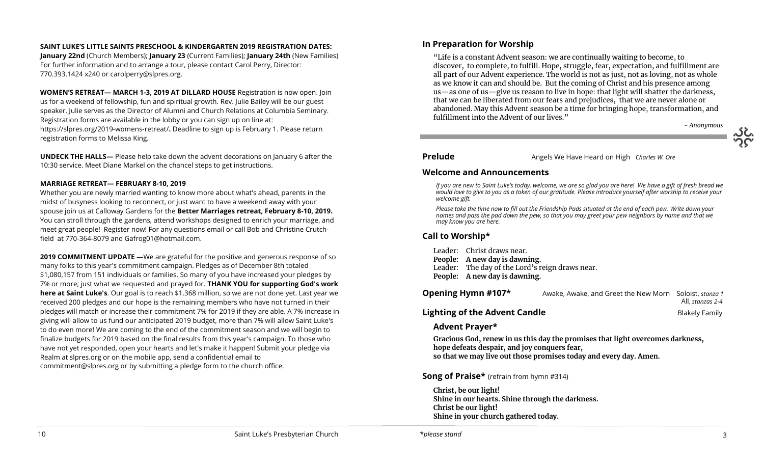**SAINT LUKE'S LITTLE SAINTS PRESCHOOL & KINDERGARTEN 2019 REGISTRATION DATES:**
**January 22nd** (Church Members); **January 23** (Current Families); **January 24th** (New Families)
For further information and to arrange a tour, please contact Carol Perry, Director: 770.393.1424 x240 or carolperry@slpres.org.

**WOMEN'S RETREAT— MARCH 1-3, 2019 AT DILLARD HOUSE** Registration is now open. Join us for a weekend of fellowship, fun and spiritual growth. Rev. Julie Bailey will be our guest speaker. Julie serves as the Director of Alumni and Church Relations at Columbia Seminary. Registration forms are available in the lobby or you can sign up on line at: https://slpres.org/2019-womens-retreat/**.** Deadline to sign up is February 1. Please return registration forms to Melissa King.

**UNDECK THE HALLS—** Please help take down the advent decorations on January 6 after the 10:30 service. Meet Diane Markel on the chancel steps to get instructions.

**MARRIAGE RETREAT— FEBRUARY 8-10, 2019**
Whether you are newly married wanting to know more about what's ahead, parents in the midst of busyness looking to reconnect, or just want to have a weekend away with your spouse join us at Calloway Gardens for the **Better Marriages retreat, February 8-10, 2019.** You can stroll through the gardens, attend workshops designed to enrich your marriage, and meet great people! Register now! For any questions email or call Bob and Christine Crutchfield at 770-364-8079 and Gafrog01@hotmail.com.

**2019 COMMITMENT UPDATE** —We are grateful for the positive and generous response of so many folks to this year's commitment campaign. Pledges as of December 8th totaled $1,080,157 from 151 individuals or families. So many of you have increased your pledges by 7% or more; just what we requested and prayed for. **THANK YOU for supporting God's work here at Saint Luke's**. Our goal is to reach $1.368 million, so we are not done yet. Last year we received 200 pledges and our hope is the remaining members who have not turned in their pledges will match or increase their commitment 7% for 2019 if they are able. A 7% increase in giving will allow to us fund our anticipated 2019 budget, more than 7% will allow Saint Luke's to do even more! We are coming to the end of the commitment season and we will begin to finalize budgets for 2019 based on the final results from this year's campaign. To those who have not yet responded, open your hearts and let's make it happen! Submit your pledge via Realm at slpres.org or on the mobile app, send a confidential email to commitment@slpres.org or by submitting a pledge form to the church office.

## In Preparation for Worship

"Life is a constant Advent season: we are continually waiting to become, to discover, to complete, to fulfill. Hope, struggle, fear, expectation, and fulfillment are all part of our Advent experience. The world is not as just, not as loving, not as whole as we know it can and should be. But the coming of Christ and his presence among us—as one of us—give us reason to live in hope: that light will shatter the darkness, that we can be liberated from our fears and prejudices, that we are never alone or abandoned. May this Advent season be a time for bringing hope, transformation, and fulfillment into the Advent of our lives."

*- Anonymous*

**Prelude** Angels We Have Heard on High *Charles W. Ore*

## Welcome and Announcements

*If you are new to Saint Luke's today, welcome, we are so glad you are here! We have a gift of fresh bread we would love to give to you as a token of our gratitude. Please introduce yourself after worship to receive your welcome gift.*

*Please take the time now to fill out the Friendship Pads situated at the end of each pew. Write down your names and pass the pad down the pew, so that you may greet your pew neighbors by name and that we may know you are here.*

## Call to Worship*

Leader: Christ draws near.
**People: A new day is dawning.**
Leader: The day of the Lord's reign draws near.
**People: A new day is dawning.**

**Opening Hymn #107*** Awake, Awake, and Greet the New Morn Soloist, *stanza 1*; All, *stanzas 2-4*

**Lighting of the Advent Candle** Blakely Family

### Advent Prayer*

**Gracious God, renew in us this day the promises that light overcomes darkness, hope defeats despair, and joy conquers fear, so that we may live out those promises today and every day. Amen.**

**Song of Praise*** (refrain from hymn #314)

**Christ, be our light!**
**Shine in our hearts. Shine through the darkness.**
**Christ be our light!**
**Shine in your church gathered today.**

*please stand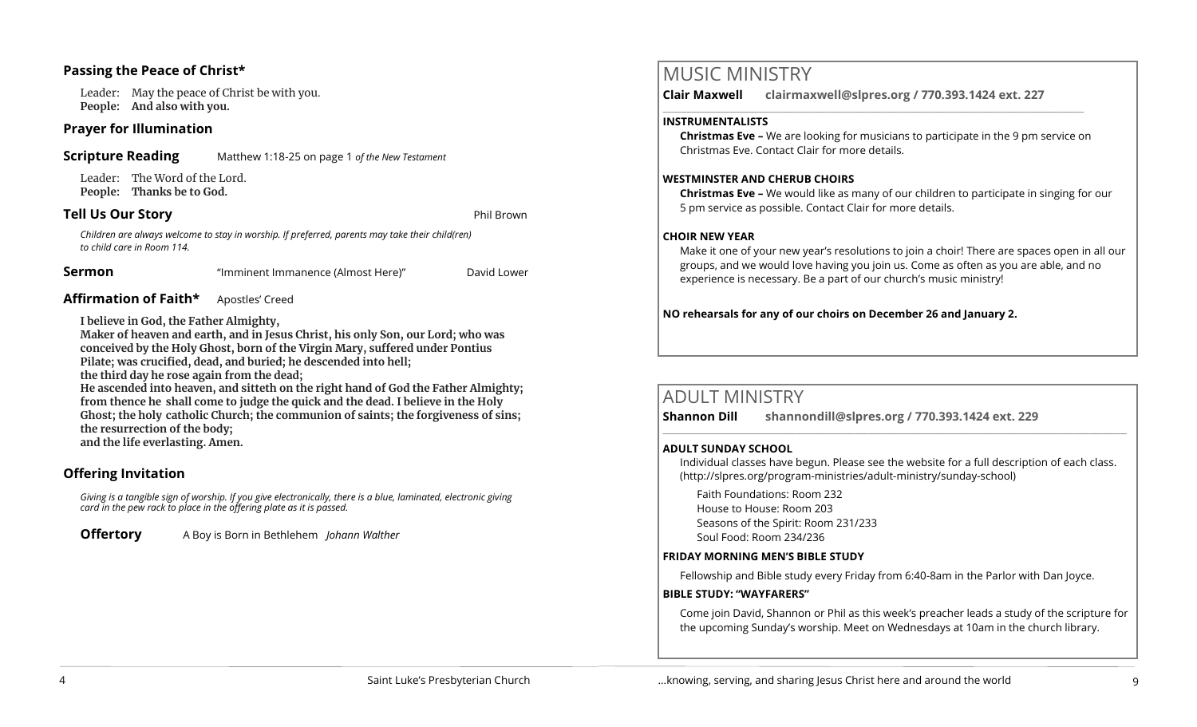### Passing the Peace of Christ*

Leader: May the peace of Christ be with you.
**People: And also with you.**

### Prayer for Illumination

### Scripture Reading

Matthew 1:18-25 on page 1 *of the New Testament*

Leader: The Word of the Lord.
**People: Thanks be to God.**

### Tell Us Our Story

Phil Brown

*Children are always welcome to stay in worship. If preferred, parents may take their child(ren) to child care in Room 114.*

### Sermon

"Imminent Immanence (Almost Here)" David Lower

### Affirmation of Faith*

Apostles' Creed

**I believe in God, the Father Almighty,
Maker of heaven and earth, and in Jesus Christ, his only Son, our Lord; who was conceived by the Holy Ghost, born of the Virgin Mary, suffered under Pontius Pilate; was crucified, dead, and buried; he descended into hell;
the third day he rose again from the dead;
He ascended into heaven, and sitteth on the right hand of God the Father Almighty; from thence he shall come to judge the quick and the dead. I believe in the Holy Ghost; the holy catholic Church; the communion of saints; the forgiveness of sins; the resurrection of the body;
and the life everlasting. Amen.**

### Offering Invitation

*Giving is a tangible sign of worship. If you give electronically, there is a blue, laminated, electronic giving card in the pew rack to place in the offering plate as it is passed.*

### Offertory

A Boy is Born in Bethlehem *Johann Walther*

## MUSIC MINISTRY

**Clair Maxwell clairmaxwell@slpres.org / 770.393.1424 ext. 227**

**INSTRUMENTALISTS**

**Christmas Eve –** We are looking for musicians to participate in the 9 pm service on Christmas Eve. Contact Clair for more details.

**WESTMINSTER AND CHERUB CHOIRS**

**Christmas Eve –** We would like as many of our children to participate in singing for our 5 pm service as possible. Contact Clair for more details.

**CHOIR NEW YEAR**

Make it one of your new year's resolutions to join a choir! There are spaces open in all our groups, and we would love having you join us. Come as often as you are able, and no experience is necessary. Be a part of our church's music ministry!

**NO rehearsals for any of our choirs on December 26 and January 2.**

## ADULT MINISTRY

**Shannon Dill shannondill@slpres.org / 770.393.1424 ext. 229**

**ADULT SUNDAY SCHOOL**

Individual classes have begun. Please see the website for a full description of each class. (http://slpres.org/program-ministries/adult-ministry/sunday-school)

Faith Foundations: Room 232
House to House: Room 203
Seasons of the Spirit: Room 231/233
Soul Food: Room 234/236

**FRIDAY MORNING MEN'S BIBLE STUDY**

Fellowship and Bible study every Friday from 6:40-8am in the Parlor with Dan Joyce.

**BIBLE STUDY: "WAYFARERS"**

Come join David, Shannon or Phil as this week's preacher leads a study of the scripture for the upcoming Sunday's worship. Meet on Wednesdays at 10am in the church library.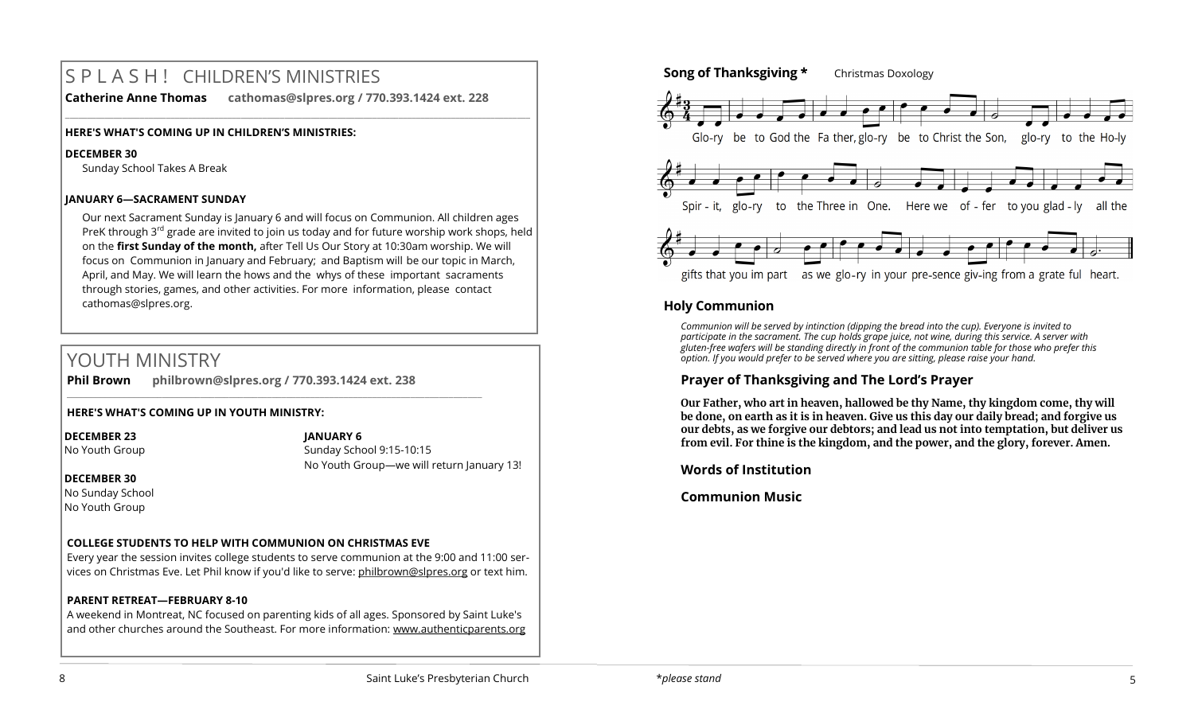# SPLASH! CHILDREN'S MINISTRIES

**Catherine Anne Thomas** **cathomas@slpres.org / 770.393.1424 ext. 228**

**HERE'S WHAT'S COMING UP IN CHILDREN'S MINISTRIES:**

**DECEMBER 30**

Sunday School Takes A Break

**JANUARY 6—SACRAMENT SUNDAY**

Our next Sacrament Sunday is January 6 and will focus on Communion. All children ages PreK through 3rd grade are invited to join us today and for future worship work shops, held on the **first Sunday of the month,** after Tell Us Our Story at 10:30am worship. We will focus on Communion in January and February; and Baptism will be our topic in March, April, and May. We will learn the hows and the whys of these important sacraments through stories, games, and other activities. For more information, please contact cathomas@slpres.org.

# YOUTH MINISTRY

**Phil Brown** **philbrown@slpres.org / 770.393.1424 ext. 238**

**HERE'S WHAT'S COMING UP IN YOUTH MINISTRY:**

**DECEMBER 23**

No Youth Group

**DECEMBER 30**

No Sunday School
No Youth Group

**JANUARY 6**

Sunday School 9:15-10:15
No Youth Group—we will return January 13!

**COLLEGE STUDENTS TO HELP WITH COMMUNION ON CHRISTMAS EVE**

Every year the session invites college students to serve communion at the 9:00 and 11:00 services on Christmas Eve. Let Phil know if you'd like to serve: philbrown@slpres.org or text him.

**PARENT RETREAT—FEBRUARY 8-10**

A weekend in Montreat, NC focused on parenting kids of all ages. Sponsored by Saint Luke's and other churches around the Southeast. For more information: www.authenticparents.org

**Song of Thanksgiving \*** Christmas Doxology

Glo-ry be to God the Fa-ther, glo-ry be to Christ the Son, glo-ry to the Ho-ly Spir-it, glo-ry to the Three in One. Here we of-fer to you glad-ly all the gifts that you im-part as we glo-ry in your pre-sence giv-ing from a grate-ful heart.

## Holy Communion

*Communion will be served by intinction (dipping the bread into the cup). Everyone is invited to participate in the sacrament. The cup holds grape juice, not wine, during this service. A server with gluten-free wafers will be standing directly in front of the communion table for those who prefer this option. If you would prefer to be served where you are sitting, please raise your hand.*

### Prayer of Thanksgiving and The Lord's Prayer

**Our Father, who art in heaven, hallowed be thy Name, thy kingdom come, thy will be done, on earth as it is in heaven. Give us this day our daily bread; and forgive us our debts, as we forgive our debtors; and lead us not into temptation, but deliver us from evil. For thine is the kingdom, and the power, and the glory, forever. Amen.**

### Words of Institution

### Communion Music

*\*please stand*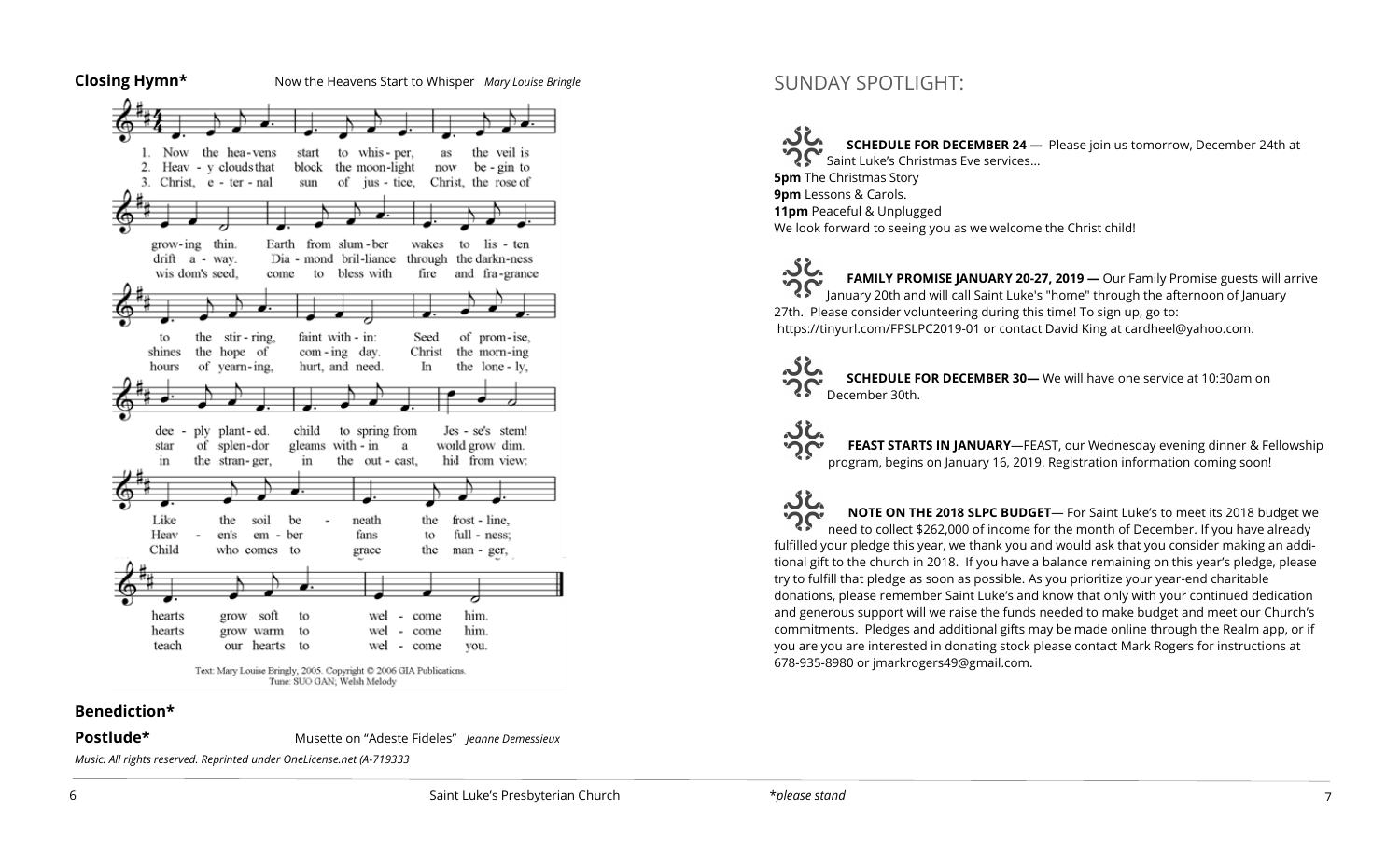**Closing Hymn*** Now the Heavens Start to Whisper *Mary Louise Bringle*

1. Now the heavens start to whisper, as the veil is growing thin. Earth from slumber wakes to listen to the stirring, faint within: Seed of promise, deeply planted, child to spring from Jesse's stem! Like the soil beneath the frost-line, hearts grow soft to welcome him.

2. Heavy clouds that block the moonlight now begin to drift away. Diamond brilliance through the darkness shines the hope of coming day. Christ the morning star of splendor gleams within a world grown dim. Heaven's ember fans to fullness; hearts grow warm to welcome him.

3. Christ, eternal sun of justice, Christ, the rose of wisdom's seed, come to bless with fire and fragrance hours of yearning, hurt, and need. In the lonely, in the stranger, in the outcast, hid from view: Child who comes to grace the manger, teach our hearts to welcome you.

Text: Mary Louise Bringly, 2005. Copyright © 2006 GIA Publications.
Tune: SUO GAN; Welsh Melody

**Benediction***

**Postlude*** Musette on "Adeste Fideles" *Jeanne Demessieux*

*Music: All rights reserved. Reprinted under OneLicense.net (A-719333*

*\*please stand*

## SUNDAY SPOTLIGHT:

**SCHEDULE FOR DECEMBER 24 —** Please join us tomorrow, December 24th at Saint Luke's Christmas Eve services...
**5pm** The Christmas Story
**9pm** Lessons & Carols.
**11pm** Peaceful & Unplugged
We look forward to seeing you as we welcome the Christ child!

**FAMILY PROMISE JANUARY 20-27, 2019 —** Our Family Promise guests will arrive January 20th and will call Saint Luke's "home" through the afternoon of January 27th. Please consider volunteering during this time! To sign up, go to: https://tinyurl.com/FPSLPC2019-01 or contact David King at cardheel@yahoo.com.

**SCHEDULE FOR DECEMBER 30—** We will have one service at 10:30am on December 30th.

**FEAST STARTS IN JANUARY**—FEAST, our Wednesday evening dinner & Fellowship program, begins on January 16, 2019. Registration information coming soon!

**NOTE ON THE 2018 SLPC BUDGET**— For Saint Luke's to meet its 2018 budget we need to collect $262,000 of income for the month of December. If you have already fulfilled your pledge this year, we thank you and would ask that you consider making an additional gift to the church in 2018. If you have a balance remaining on this year's pledge, please try to fulfill that pledge as soon as possible. As you prioritize your year-end charitable donations, please remember Saint Luke's and know that only with your continued dedication and generous support will we raise the funds needed to make budget and meet our Church's commitments. Pledges and additional gifts may be made online through the Realm app, or if you are you are interested in donating stock please contact Mark Rogers for instructions at 678-935-8980 or jmarkrogers49@gmail.com.